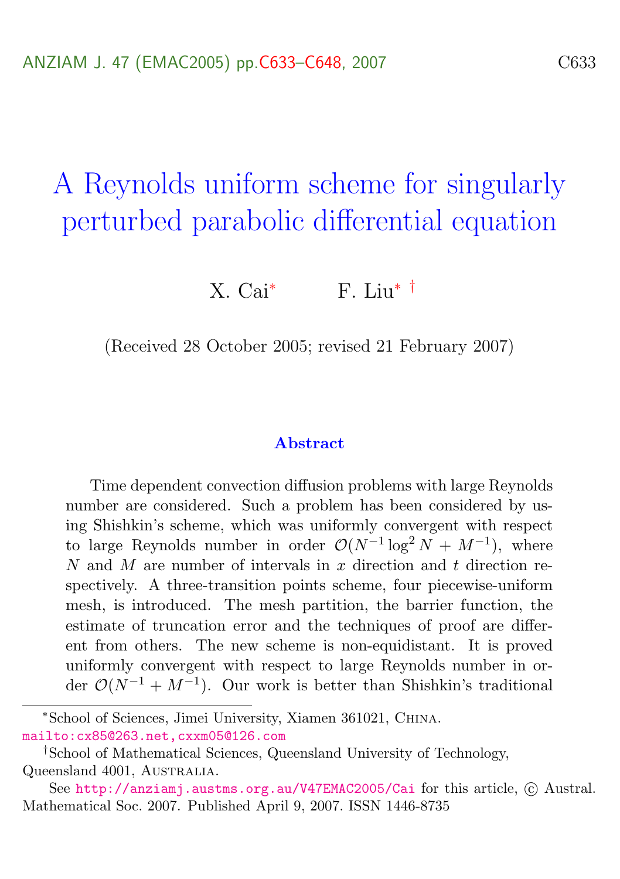# A Reynolds uniform scheme for singularly perturbed parabolic differential equation

X. Cai[*] F. Liu[*] [†]

(Received 28 October 2005; revised 21 February 2007)

### Abstract

Time dependent convection diffusion problems with large Reynolds number are considered. Such a problem has been considered by using Shishkin's scheme, which was uniformly convergent with respect to large Reynolds number in order $\mathcal{O}(N^{-1}\log^2 N + M^{-1})$, where $N$ and $M$ are number of intervals in $x$ direction and $t$ direction respectively. A three-transition points scheme, four piecewise-uniform mesh, is introduced. The mesh partition, the barrier function, the estimate of truncation error and the techniques of proof are different from others. The new scheme is non-equidistant. It is proved uniformly convergent with respect to large Reynolds number in order $\mathcal{O}(N^{-1} + M^{-1})$. Our work is better than Shishkin's traditional

---

[*] School of Sciences, Jimei University, Xiamen 361021, China. mailto:cx85@263.net,cxxm05@126.com

[†] School of Mathematical Sciences, Queensland University of Technology, Queensland 4001, Australia.

See http://anziamj.austms.org.au/V47EMAC2005/Cai for this article, © Austral. Mathematical Soc. 2007. Published April 9, 2007. ISSN 1446-8735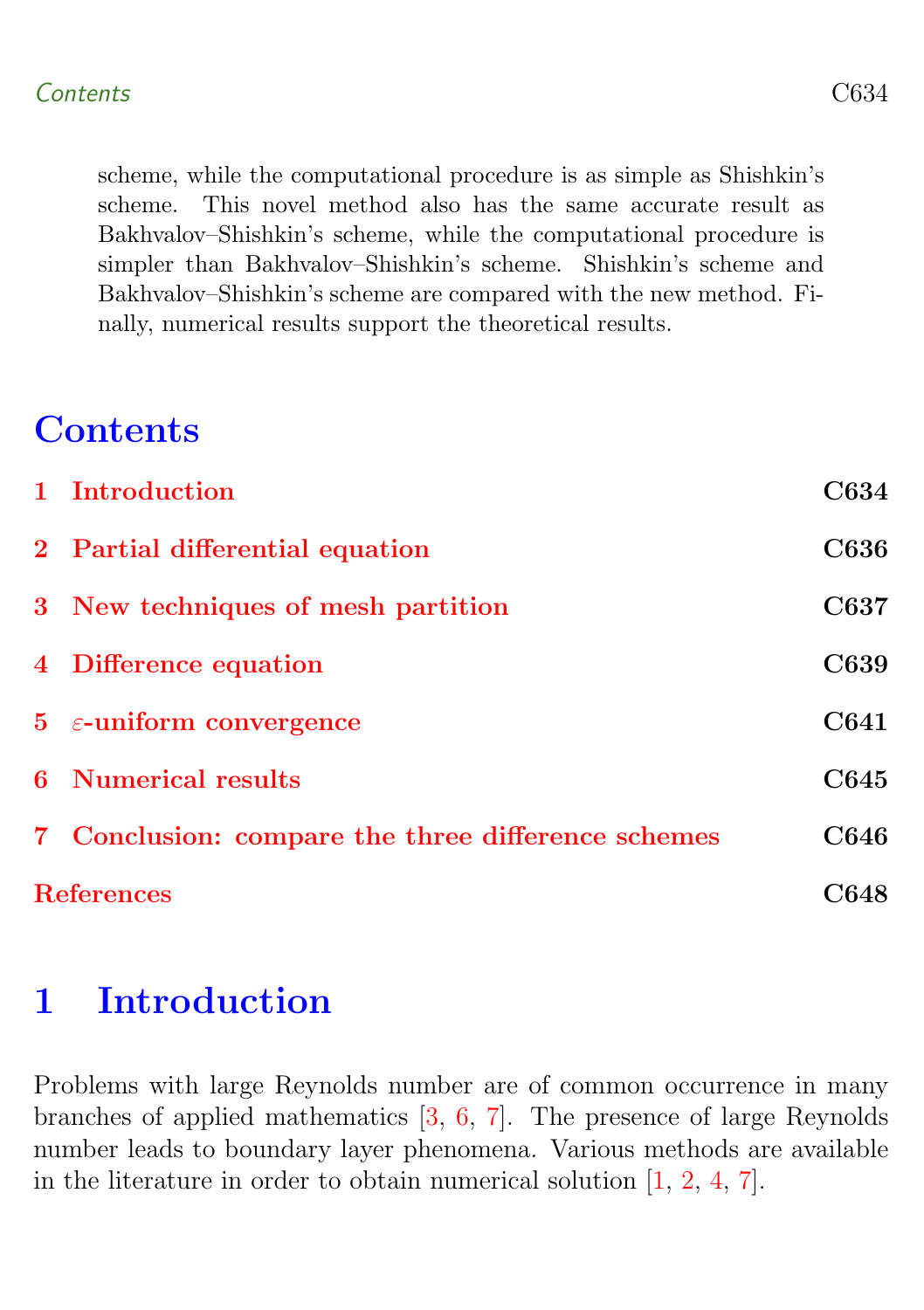scheme, while the computational procedure is as simple as Shishkin's scheme. This novel method also has the same accurate result as Bakhvalov–Shishkin's scheme, while the computational procedure is simpler than Bakhvalov–Shishkin's scheme. Shishkin's scheme and Bakhvalov–Shishkin's scheme are compared with the new method. Finally, numerical results support the theoretical results.

# Contents

| | |
|---|---|
| **1 Introduction** | **C634** |
| **2 Partial differential equation** | **C636** |
| **3 New techniques of mesh partition** | **C637** |
| **4 Difference equation** | **C639** |
| **5 $\varepsilon$-uniform convergence** | **C641** |
| **6 Numerical results** | **C645** |
| **7 Conclusion: compare the three difference schemes** | **C646** |
| **References** | **C648** |

# 1 Introduction

Problems with large Reynolds number are of common occurrence in many branches of applied mathematics [3, 6, 7]. The presence of large Reynolds number leads to boundary layer phenomena. Various methods are available in the literature in order to obtain numerical solution [1, 2, 4, 7].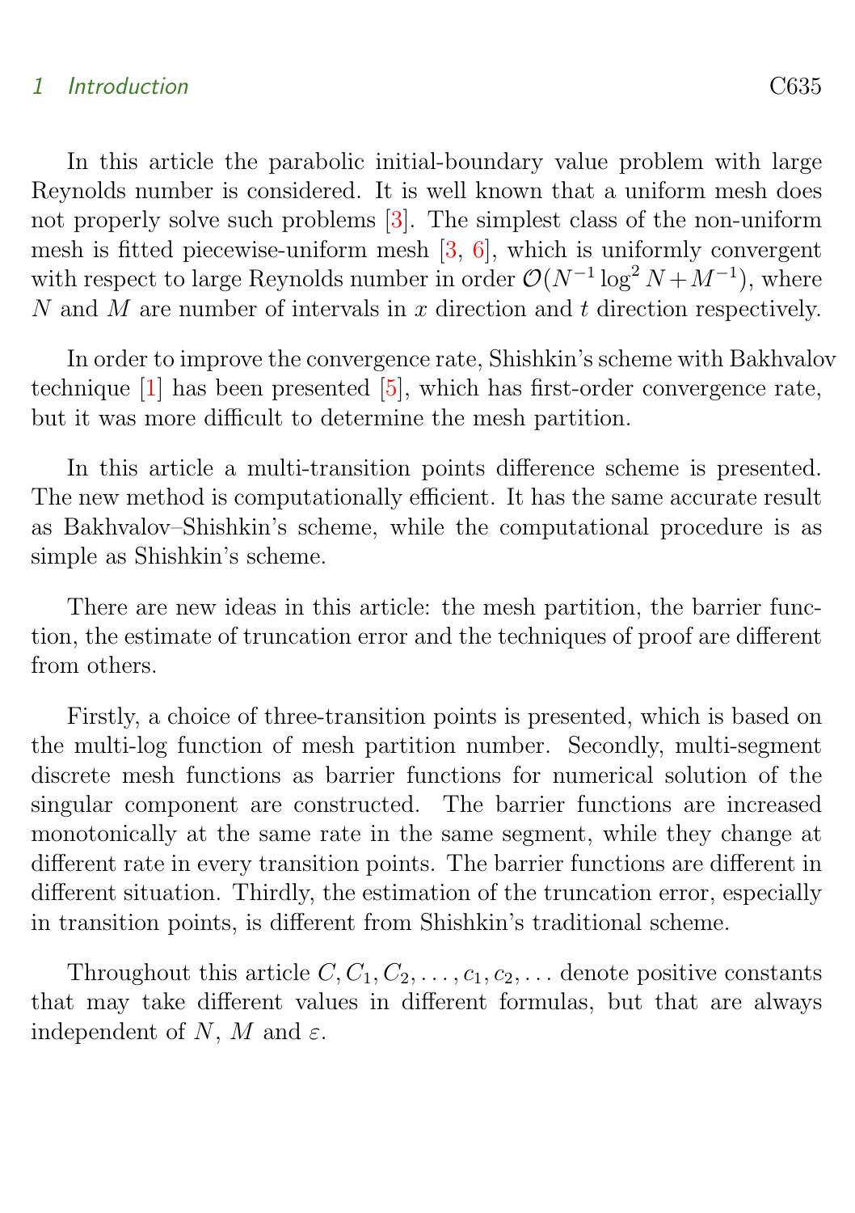In this article the parabolic initial-boundary value problem with large Reynolds number is considered. It is well known that a uniform mesh does not properly solve such problems [3]. The simplest class of the non-uniform mesh is fitted piecewise-uniform mesh [3, 6], which is uniformly convergent with respect to large Reynolds number in order $\mathcal{O}(N^{-1}\log^2 N + M^{-1})$, where $N$ and $M$ are number of intervals in $x$ direction and $t$ direction respectively.

In order to improve the convergence rate, Shishkin's scheme with Bakhvalov technique [1] has been presented [5], which has first-order convergence rate, but it was more difficult to determine the mesh partition.

In this article a multi-transition points difference scheme is presented. The new method is computationally efficient. It has the same accurate result as Bakhvalov–Shishkin's scheme, while the computational procedure is as simple as Shishkin's scheme.

There are new ideas in this article: the mesh partition, the barrier function, the estimate of truncation error and the techniques of proof are different from others.

Firstly, a choice of three-transition points is presented, which is based on the multi-log function of mesh partition number. Secondly, multi-segment discrete mesh functions as barrier functions for numerical solution of the singular component are constructed. The barrier functions are increased monotonically at the same rate in the same segment, while they change at different rate in every transition points. The barrier functions are different in different situation. Thirdly, the estimation of the truncation error, especially in transition points, is different from Shishkin's traditional scheme.

Throughout this article $C, C_1, C_2, \ldots, c_1, c_2, \ldots$ denote positive constants that may take different values in different formulas, but that are always independent of $N$, $M$ and $\varepsilon$.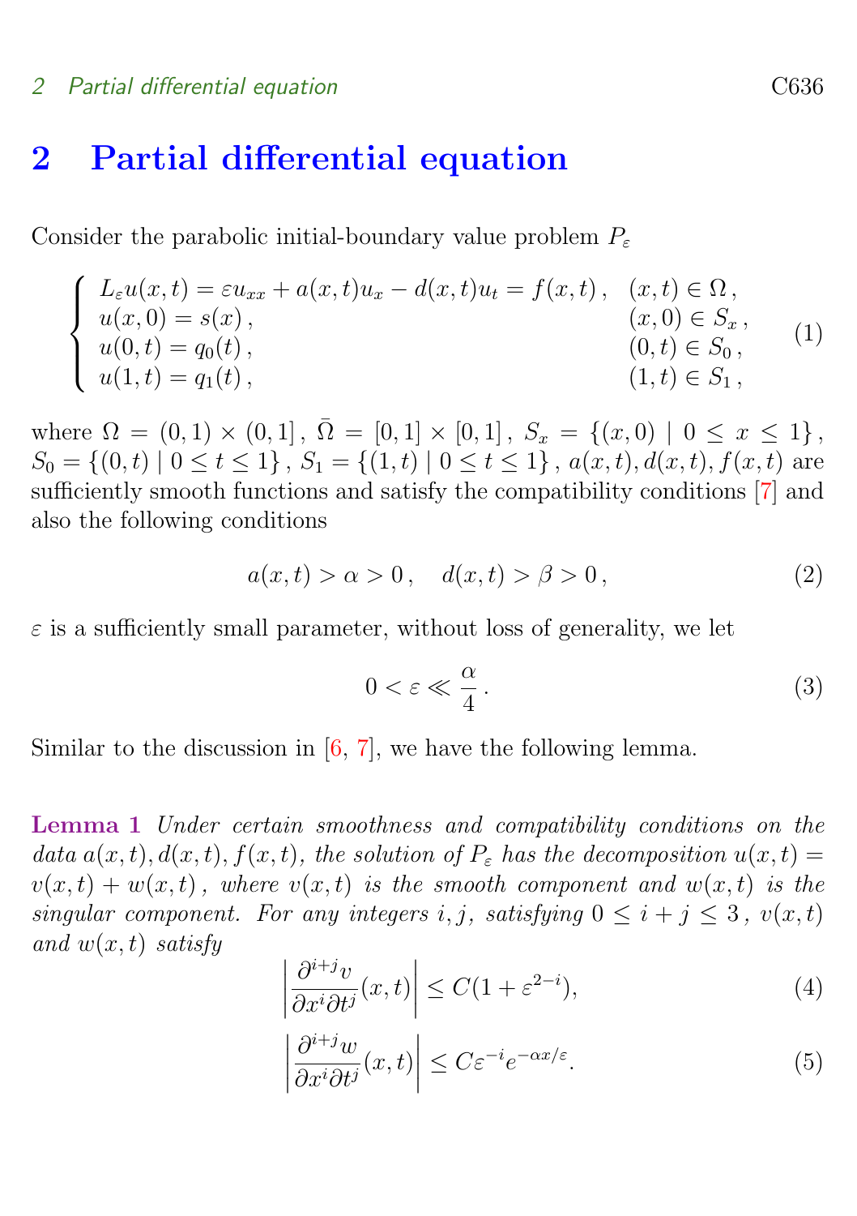## 2 Partial differential equation

Consider the parabolic initial-boundary value problem $P_\varepsilon$

$$
\begin{cases}
L_\varepsilon u(x,t) = \varepsilon u_{xx} + a(x,t)u_x - d(x,t)u_t = f(x,t)\,, & (x,t) \in \Omega\,,\\
u(x,0) = s(x)\,, & (x,0) \in S_x\,,\\
u(0,t) = q_0(t)\,, & (0,t) \in S_0\,,\\
u(1,t) = q_1(t)\,, & (1,t) \in S_1\,,
\end{cases}
\qquad (1)
$$

where $\Omega = (0,1) \times (0,1]\,,\ \bar{\Omega} = [0,1] \times [0,1]\,,\ S_x = \{(x,0) \mid 0 \le x \le 1\}\,,$ $S_0 = \{(0,t) \mid 0 \le t \le 1\}\,,\ S_1 = \{(1,t) \mid 0 \le t \le 1\}\,,\ a(x,t), d(x,t), f(x,t)$ are sufficiently smooth functions and satisfy the compatibility conditions [7] and also the following conditions

$$
a(x,t) > \alpha > 0\,, \quad d(x,t) > \beta > 0\,, \qquad (2)
$$

$\varepsilon$ is a sufficiently small parameter, without loss of generality, we let

$$
0 < \varepsilon \ll \frac{\alpha}{4}\,. \qquad (3)
$$

Similar to the discussion in [6, 7], we have the following lemma.

**Lemma 1** *Under certain smoothness and compatibility conditions on the data $a(x,t), d(x,t), f(x,t)$, the solution of $P_\varepsilon$ has the decomposition $u(x,t) = v(x,t) + w(x,t)$, where $v(x,t)$ is the smooth component and $w(x,t)$ is the singular component. For any integers $i, j$, satisfying $0 \le i + j \le 3$, $v(x,t)$ and $w(x,t)$ satisfy*

$$
\left| \frac{\partial^{i+j} v}{\partial x^i \partial t^j}(x,t) \right| \le C(1 + \varepsilon^{2-i}), \qquad (4)
$$

$$
\left| \frac{\partial^{i+j} w}{\partial x^i \partial t^j}(x,t) \right| \le C\varepsilon^{-i} e^{-\alpha x/\varepsilon}. \qquad (5)
$$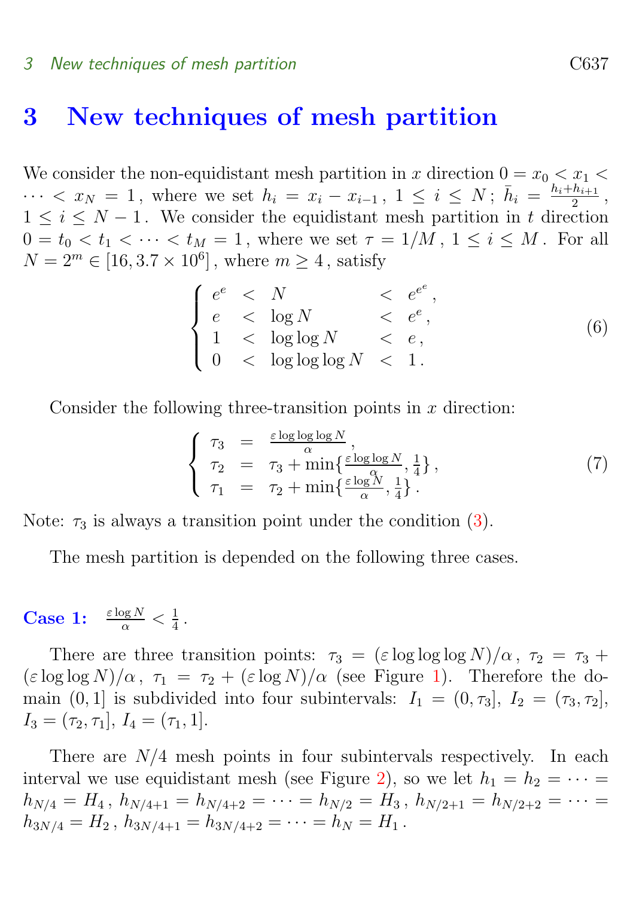# 3 New techniques of mesh partition

We consider the non-equidistant mesh partition in $x$ direction $0 = x_0 < x_1 < \cdots < x_N = 1$, where we set $h_i = x_i - x_{i-1}$, $1 \le i \le N$; $\bar{h}_i = \frac{h_i + h_{i+1}}{2}$, $1 \le i \le N-1$. We consider the equidistant mesh partition in $t$ direction $0 = t_0 < t_1 < \cdots < t_M = 1$, where we set $\tau = 1/M$, $1 \le i \le M$. For all $N = 2^m \in [16, 3.7 \times 10^6]$, where $m \ge 4$, satisfy

$$
\left\{
\begin{array}{lclcl}
e^e & < & N & < & e^{e^e}, \\
e & < & \log N & < & e^e, \\
1 & < & \log\log N & < & e, \\
0 & < & \log\log\log N & < & 1.
\end{array}
\right.
\tag{6}
$$

Consider the following three-transition points in $x$ direction:

$$
\left\{
\begin{array}{lcl}
\tau_3 & = & \frac{\varepsilon \log\log\log N}{\alpha}, \\
\tau_2 & = & \tau_3 + \min\{\frac{\varepsilon \log\log N}{\alpha}, \frac{1}{4}\}, \\
\tau_1 & = & \tau_2 + \min\{\frac{\varepsilon \log N}{\alpha}, \frac{1}{4}\}.
\end{array}
\right.
\tag{7}
$$

Note: $\tau_3$ is always a transition point under the condition (3).

The mesh partition is depended on the following three cases.

**Case 1:** $\frac{\varepsilon \log N}{\alpha} < \frac{1}{4}$.

There are three transition points: $\tau_3 = (\varepsilon \log\log\log N)/\alpha$, $\tau_2 = \tau_3 + (\varepsilon \log\log N)/\alpha$, $\tau_1 = \tau_2 + (\varepsilon \log N)/\alpha$ (see Figure 1). Therefore the domain $(0,1]$ is subdivided into four subintervals: $I_1 = (0, \tau_3]$, $I_2 = (\tau_3, \tau_2]$, $I_3 = (\tau_2, \tau_1]$, $I_4 = (\tau_1, 1]$.

There are $N/4$ mesh points in four subintervals respectively. In each interval we use equidistant mesh (see Figure 2), so we let $h_1 = h_2 = \cdots = h_{N/4} = H_4$, $h_{N/4+1} = h_{N/4+2} = \cdots = h_{N/2} = H_3$, $h_{N/2+1} = h_{N/2+2} = \cdots = h_{3N/4} = H_2$, $h_{3N/4+1} = h_{3N/4+2} = \cdots = h_N = H_1$.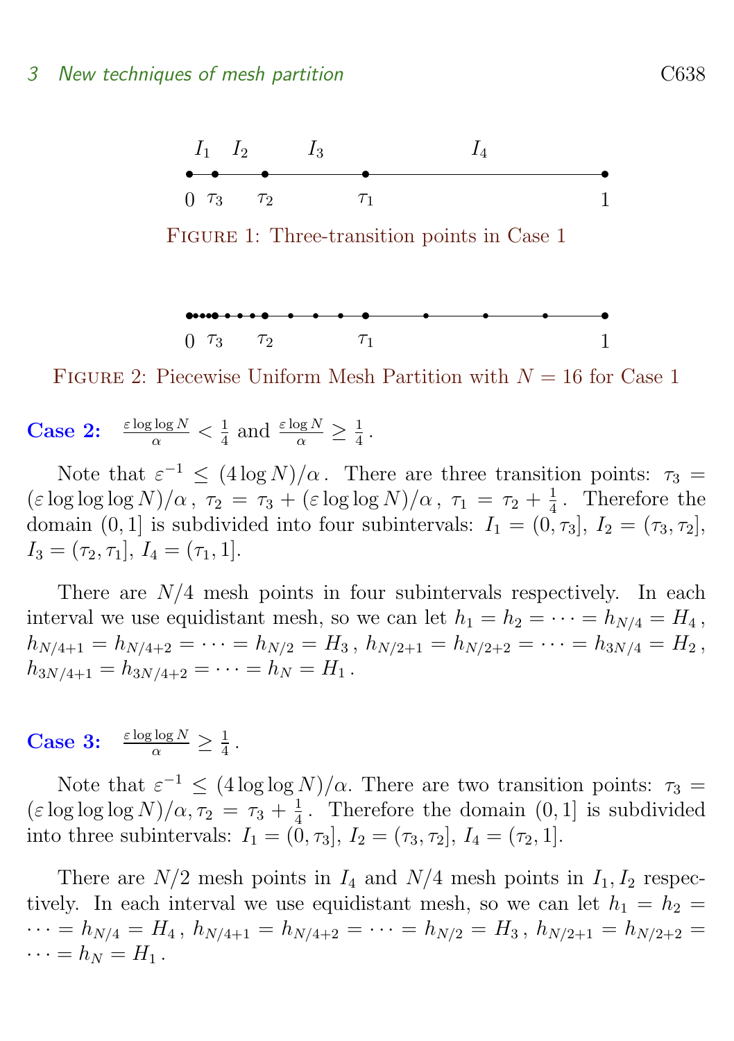Figure 1: Three-transition points in Case 1

Figure 2: Piecewise Uniform Mesh Partition with $N=16$ for Case 1

**Case 2:** $\frac{\varepsilon \log\log N}{\alpha} < \frac{1}{4}$ and $\frac{\varepsilon \log N}{\alpha} \geq \frac{1}{4}$.

Note that $\varepsilon^{-1} \leq (4\log N)/\alpha$. There are three transition points: $\tau_3 = (\varepsilon \log\log\log N)/\alpha$, $\tau_2 = \tau_3 + (\varepsilon \log\log N)/\alpha$, $\tau_1 = \tau_2 + \frac{1}{4}$. Therefore the domain $(0,1]$ is subdivided into four subintervals: $I_1 = (0,\tau_3]$, $I_2 = (\tau_3,\tau_2]$, $I_3 = (\tau_2,\tau_1]$, $I_4 = (\tau_1, 1]$.

There are $N/4$ mesh points in four subintervals respectively. In each interval we use equidistant mesh, so we can let $h_1 = h_2 = \cdots = h_{N/4} = H_4$, $h_{N/4+1} = h_{N/4+2} = \cdots = h_{N/2} = H_3$, $h_{N/2+1} = h_{N/2+2} = \cdots = h_{3N/4} = H_2$, $h_{3N/4+1} = h_{3N/4+2} = \cdots = h_N = H_1$.

**Case 3:** $\frac{\varepsilon \log\log N}{\alpha} \geq \frac{1}{4}$.

Note that $\varepsilon^{-1} \leq (4\log\log N)/\alpha$. There are two transition points: $\tau_3 = (\varepsilon \log\log\log N)/\alpha, \tau_2 = \tau_3 + \frac{1}{4}$. Therefore the domain $(0,1]$ is subdivided into three subintervals: $I_1 = (0,\tau_3]$, $I_2 = (\tau_3,\tau_2]$, $I_4 = (\tau_2, 1]$.

There are $N/2$ mesh points in $I_4$ and $N/4$ mesh points in $I_1, I_2$ respectively. In each interval we use equidistant mesh, so we can let $h_1 = h_2 = \cdots = h_{N/4} = H_4$, $h_{N/4+1} = h_{N/4+2} = \cdots = h_{N/2} = H_3$, $h_{N/2+1} = h_{N/2+2} = \cdots = h_N = H_1$.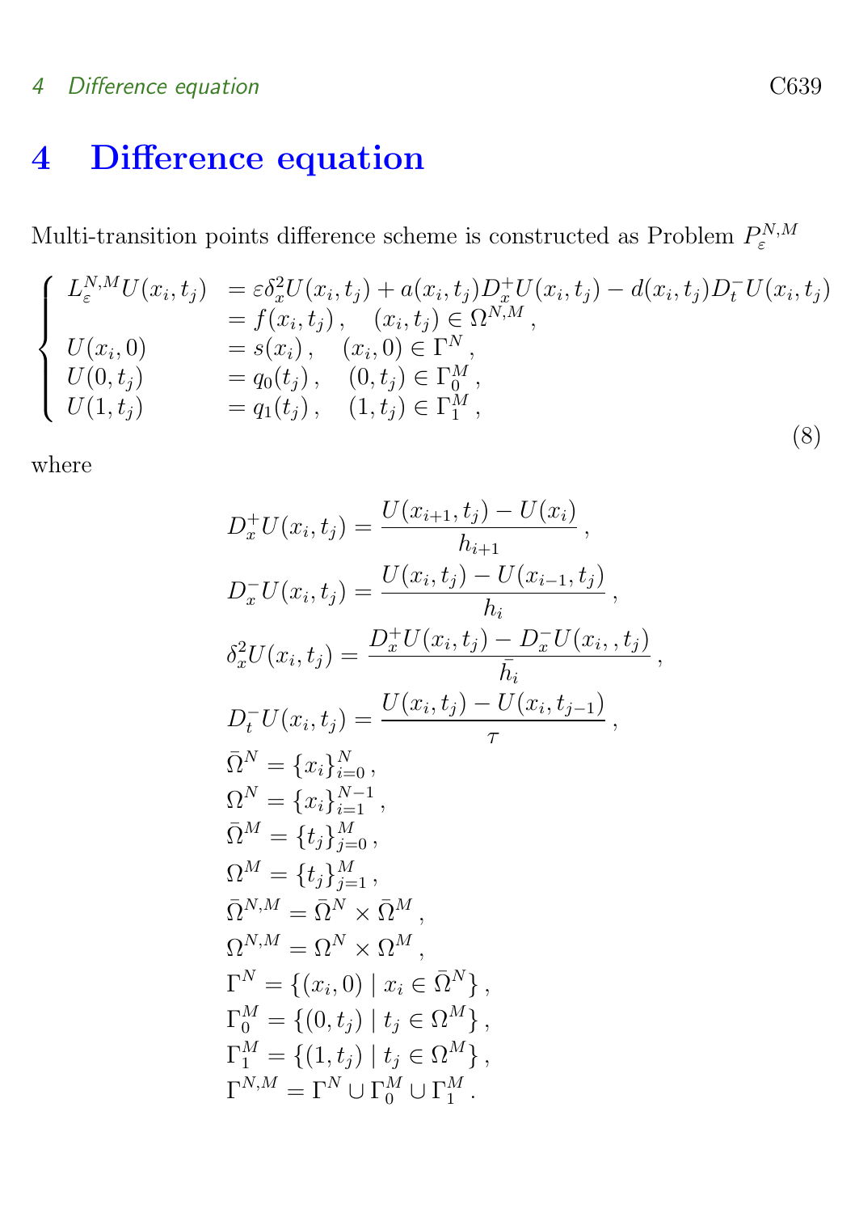# 4 Difference equation

Multi-transition points difference scheme is constructed as Problem $P_\varepsilon^{N,M}$

$$
\begin{cases}
L_\varepsilon^{N,M}U(x_i,t_j) & = \varepsilon\delta_x^2 U(x_i,t_j) + a(x_i,t_j)D_x^+U(x_i,t_j) - d(x_i,t_j)D_t^-U(x_i,t_j) \\
 & = f(x_i,t_j)\,, \quad (x_i,t_j) \in \Omega^{N,M}\,, \\
U(x_i,0) & = s(x_i)\,, \quad (x_i,0) \in \Gamma^N\,, \\
U(0,t_j) & = q_0(t_j)\,, \quad (0,t_j) \in \Gamma_0^M\,, \\
U(1,t_j) & = q_1(t_j)\,, \quad (1,t_j) \in \Gamma_1^M\,,
\end{cases}
\tag{8}
$$

where

$$
\begin{aligned}
&D_x^+U(x_i,t_j) = \frac{U(x_{i+1},t_j) - U(x_i)}{h_{i+1}}\,, \\
&D_x^-U(x_i,t_j) = \frac{U(x_i,t_j) - U(x_{i-1},t_j)}{h_i}\,, \\
&\delta_x^2 U(x_i,t_j) = \frac{D_x^+U(x_i,t_j) - D_x^-U(x_i,,t_j)}{\bar{h}_i}\,, \\
&D_t^-U(x_i,t_j) = \frac{U(x_i,t_j) - U(x_i,t_{j-1})}{\tau}\,, \\
&\bar{\Omega}^N = \{x_i\}_{i=0}^N\,, \\
&\Omega^N = \{x_i\}_{i=1}^{N-1}\,, \\
&\bar{\Omega}^M = \{t_j\}_{j=0}^M\,, \\
&\Omega^M = \{t_j\}_{j=1}^M\,, \\
&\bar{\Omega}^{N,M} = \bar{\Omega}^N \times \bar{\Omega}^M\,, \\
&\Omega^{N,M} = \Omega^N \times \Omega^M\,, \\
&\Gamma^N = \{(x_i,0) \mid x_i \in \bar{\Omega}^N\}\,, \\
&\Gamma_0^M = \{(0,t_j) \mid t_j \in \Omega^M\}\,, \\
&\Gamma_1^M = \{(1,t_j) \mid t_j \in \Omega^M\}\,, \\
&\Gamma^{N,M} = \Gamma^N \cup \Gamma_0^M \cup \Gamma_1^M\,.
\end{aligned}
$$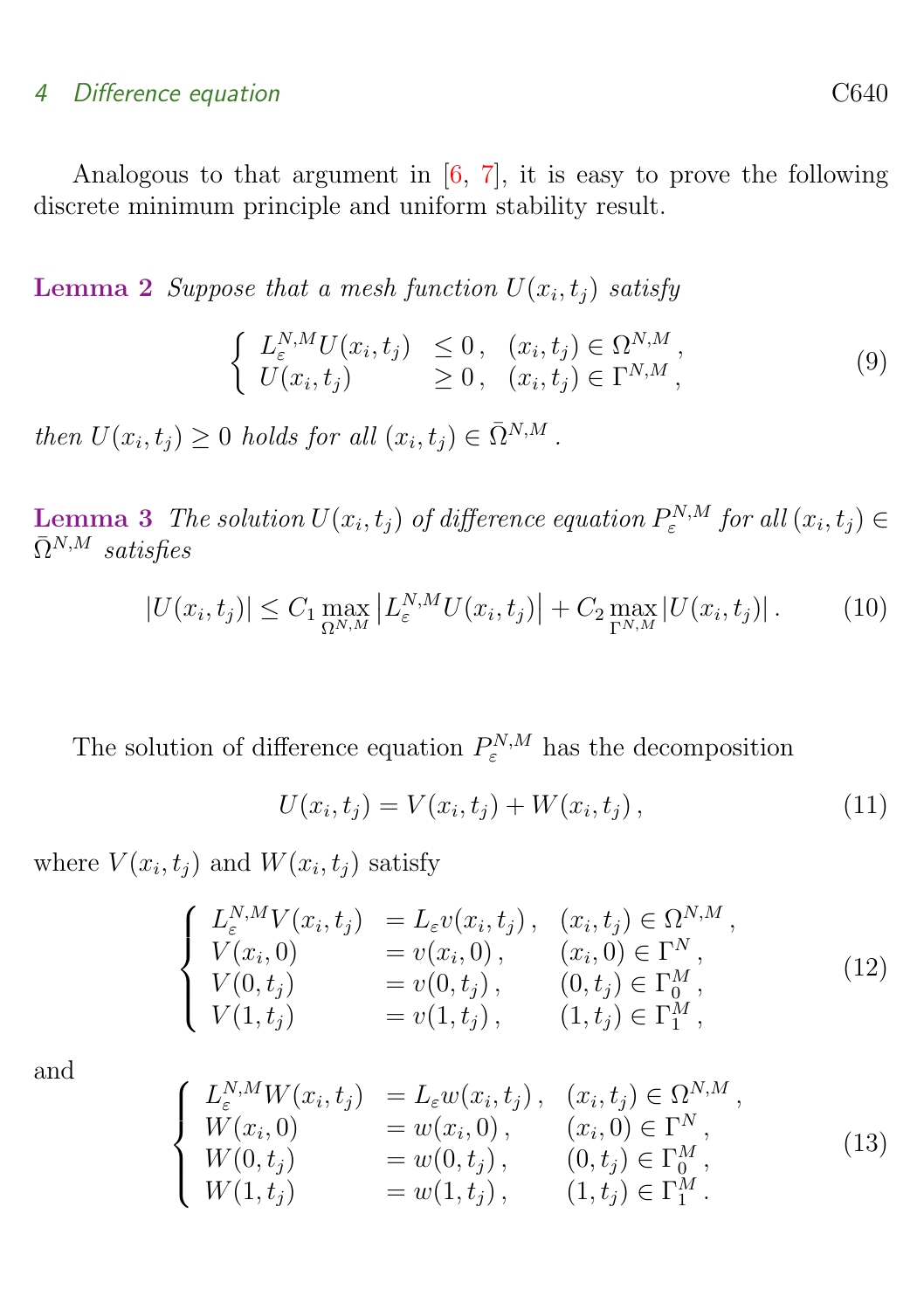Analogous to that argument in [6, 7], it is easy to prove the following discrete minimum principle and uniform stability result.

**Lemma 2** *Suppose that a mesh function $U(x_i,t_j)$ satisfy*

$$\begin{cases} L_\varepsilon^{N,M}U(x_i,t_j) & \leq 0\,, \quad (x_i,t_j)\in\Omega^{N,M}\,, \\ U(x_i,t_j) & \geq 0\,, \quad (x_i,t_j)\in\Gamma^{N,M}\,, \end{cases} \tag{9}$$

*then $U(x_i,t_j)\geq 0$ holds for all $(x_i,t_j)\in\bar{\Omega}^{N,M}$.*

**Lemma 3** *The solution $U(x_i,t_j)$ of difference equation $P_\varepsilon^{N,M}$ for all $(x_i,t_j)\in\bar{\Omega}^{N,M}$ satisfies*

$$|U(x_i,t_j)|\leq C_1\max_{\Omega^{N,M}}\left|L_\varepsilon^{N,M}U(x_i,t_j)\right| + C_2\max_{\Gamma^{N,M}}|U(x_i,t_j)|\,. \tag{10}$$

The solution of difference equation $P_\varepsilon^{N,M}$ has the decomposition

$$U(x_i,t_j)=V(x_i,t_j)+W(x_i,t_j)\,, \tag{11}$$

where $V(x_i,t_j)$ and $W(x_i,t_j)$ satisfy

$$\begin{cases} L_\varepsilon^{N,M}V(x_i,t_j) & = L_\varepsilon v(x_i,t_j)\,, \quad (x_i,t_j)\in\Omega^{N,M}\,, \\ V(x_i,0) & = v(x_i,0)\,, \quad (x_i,0)\in\Gamma^N\,, \\ V(0,t_j) & = v(0,t_j)\,, \quad (0,t_j)\in\Gamma_0^M\,, \\ V(1,t_j) & = v(1,t_j)\,, \quad (1,t_j)\in\Gamma_1^M\,, \end{cases} \tag{12}$$

and

$$\begin{cases} L_\varepsilon^{N,M}W(x_i,t_j) & = L_\varepsilon w(x_i,t_j)\,, \quad (x_i,t_j)\in\Omega^{N,M}\,, \\ W(x_i,0) & = w(x_i,0)\,, \quad (x_i,0)\in\Gamma^N\,, \\ W(0,t_j) & = w(0,t_j)\,, \quad (0,t_j)\in\Gamma_0^M\,, \\ W(1,t_j) & = w(1,t_j)\,, \quad (1,t_j)\in\Gamma_1^M\,. \end{cases} \tag{13}$$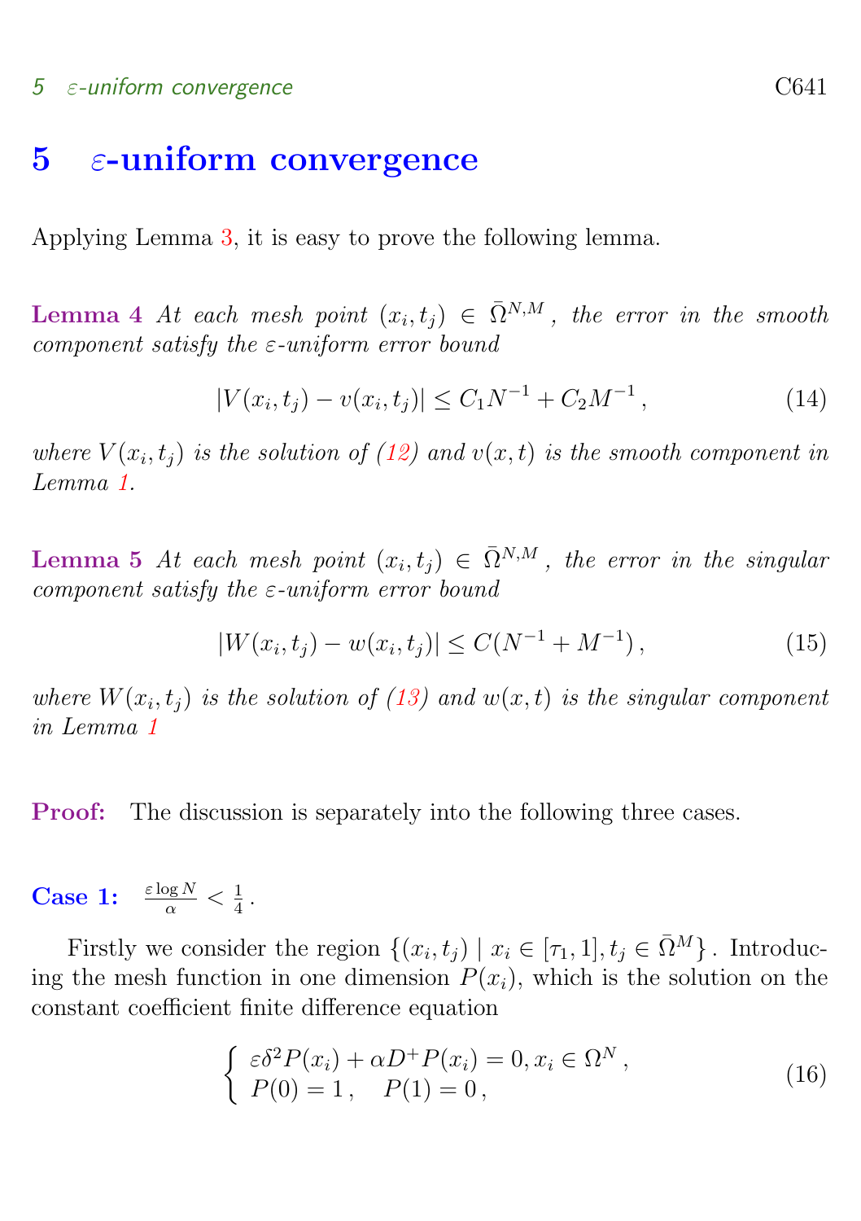## 5 $\varepsilon$-uniform convergence

Applying Lemma 3, it is easy to prove the following lemma.

**Lemma 4** *At each mesh point $(x_i, t_j) \in \bar{\Omega}^{N,M}$, the error in the smooth component satisfy the $\varepsilon$-uniform error bound*

$$|V(x_i, t_j) - v(x_i, t_j)| \le C_1 N^{-1} + C_2 M^{-1}\,, \tag{14}$$

*where $V(x_i, t_j)$ is the solution of (12) and $v(x,t)$ is the smooth component in Lemma 1.*

**Lemma 5** *At each mesh point $(x_i, t_j) \in \bar{\Omega}^{N,M}$, the error in the singular component satisfy the $\varepsilon$-uniform error bound*

$$|W(x_i, t_j) - w(x_i, t_j)| \le C(N^{-1} + M^{-1})\,, \tag{15}$$

*where $W(x_i, t_j)$ is the solution of (13) and $w(x,t)$ is the singular component in Lemma 1*

**Proof:** The discussion is separately into the following three cases.

**Case 1:** $\frac{\varepsilon \log N}{\alpha} < \frac{1}{4}$.

Firstly we consider the region $\{(x_i, t_j) \mid x_i \in [\tau_1, 1], t_j \in \bar{\Omega}^M\}$. Introducing the mesh function in one dimension $P(x_i)$, which is the solution on the constant coefficient finite difference equation

$$\begin{cases} \varepsilon \delta^2 P(x_i) + \alpha D^+ P(x_i) = 0, x_i \in \Omega^N\,, \\ P(0) = 1\,, \quad P(1) = 0\,, \end{cases} \tag{16}$$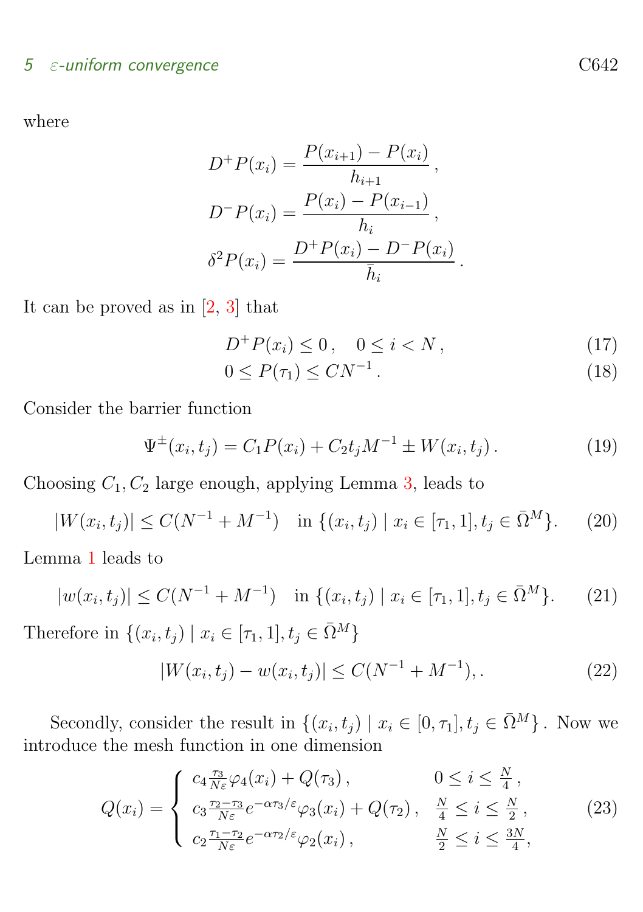where

$$D^+P(x_i) = \frac{P(x_{i+1}) - P(x_i)}{h_{i+1}},$$

$$D^-P(x_i) = \frac{P(x_i) - P(x_{i-1})}{h_i},$$

$$\delta^2 P(x_i) = \frac{D^+P(x_i) - D^-P(x_i)}{\bar{h}_i}.$$

It can be proved as in [2, 3] that

$$D^+P(x_i) \le 0, \quad 0 \le i < N, \tag{17}$$

$$0 \le P(\tau_1) \le CN^{-1}. \tag{18}$$

Consider the barrier function

$$\Psi^{\pm}(x_i, t_j) = C_1 P(x_i) + C_2 t_j M^{-1} \pm W(x_i, t_j). \tag{19}$$

Choosing $C_1, C_2$ large enough, applying Lemma 3, leads to

$$|W(x_i, t_j)| \le C(N^{-1} + M^{-1}) \quad \text{in } \{(x_i, t_j) \mid x_i \in [\tau_1, 1], t_j \in \bar{\Omega}^M\}. \tag{20}$$

Lemma 1 leads to

$$|w(x_i, t_j)| \le C(N^{-1} + M^{-1}) \quad \text{in } \{(x_i, t_j) \mid x_i \in [\tau_1, 1], t_j \in \bar{\Omega}^M\}. \tag{21}$$

Therefore in $\{(x_i, t_j) \mid x_i \in [\tau_1, 1], t_j \in \bar{\Omega}^M\}$

$$|W(x_i, t_j) - w(x_i, t_j)| \le C(N^{-1} + M^{-1}),. \tag{22}$$

Secondly, consider the result in $\{(x_i, t_j) \mid x_i \in [0, \tau_1], t_j \in \bar{\Omega}^M\}$. Now we introduce the mesh function in one dimension

$$Q(x_i) = \begin{cases} c_4 \frac{\tau_3}{N\varepsilon} \varphi_4(x_i) + Q(\tau_3), & 0 \le i \le \frac{N}{4}, \\ c_3 \frac{\tau_2 - \tau_3}{N\varepsilon} e^{-\alpha\tau_3/\varepsilon} \varphi_3(x_i) + Q(\tau_2), & \frac{N}{4} \le i \le \frac{N}{2}, \\ c_2 \frac{\tau_1 - \tau_2}{N\varepsilon} e^{-\alpha\tau_2/\varepsilon} \varphi_2(x_i), & \frac{N}{2} \le i \le \frac{3N}{4}, \end{cases} \tag{23}$$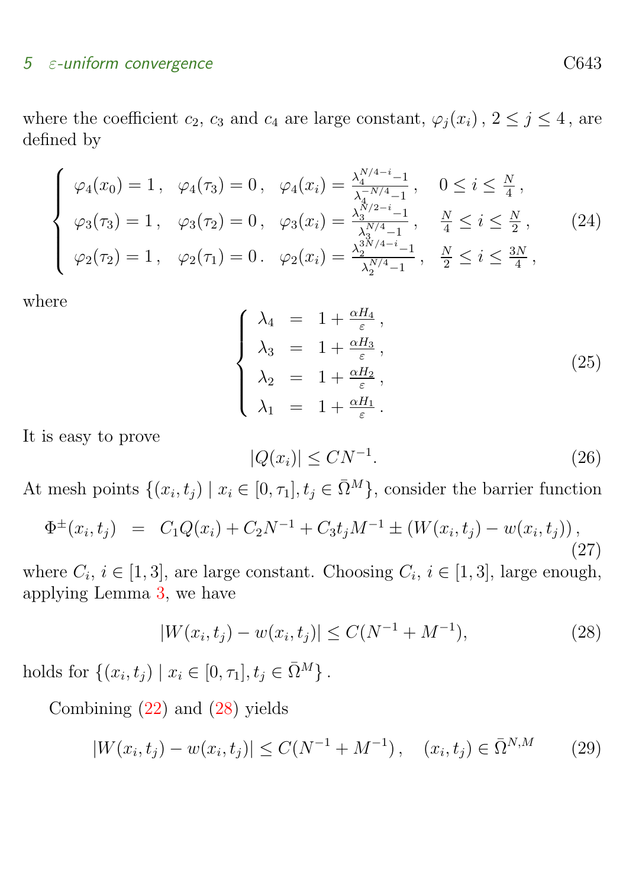where the coefficient $c_2$, $c_3$ and $c_4$ are large constant, $\varphi_j(x_i)$, $2 \le j \le 4$, are defined by

$$
\begin{cases}
\varphi_4(x_0) = 1\,, \quad \varphi_4(\tau_3) = 0\,, \quad \varphi_4(x_i) = \frac{\lambda_4^{N/4-i}-1}{\lambda_4^{-N/4}-1}\,, \quad 0 \le i \le \frac{N}{4}\,, \\
\varphi_3(\tau_3) = 1\,, \quad \varphi_3(\tau_2) = 0\,, \quad \varphi_3(x_i) = \frac{\lambda_3^{N/2-i}-1}{\lambda_3^{N/4}-1}\,, \quad \frac{N}{4} \le i \le \frac{N}{2}\,, \\
\varphi_2(\tau_2) = 1\,, \quad \varphi_2(\tau_1) = 0\,. \quad \varphi_2(x_i) = \frac{\lambda_2^{3N/4-i}-1}{\lambda_2^{N/4}-1}\,, \quad \frac{N}{2} \le i \le \frac{3N}{4}\,,
\end{cases}
\tag{24}
$$

where

$$
\begin{cases}
\lambda_4 = 1 + \frac{\alpha H_4}{\varepsilon}\,, \\
\lambda_3 = 1 + \frac{\alpha H_3}{\varepsilon}\,, \\
\lambda_2 = 1 + \frac{\alpha H_2}{\varepsilon}\,, \\
\lambda_1 = 1 + \frac{\alpha H_1}{\varepsilon}\,.
\end{cases}
\tag{25}
$$

It is easy to prove

$$
|Q(x_i)| \le CN^{-1}. \tag{26}
$$

At mesh points $\{(x_i, t_j) \mid x_i \in [0, \tau_1], t_j \in \bar{\Omega}^M\}$, consider the barrier function

$$
\Phi^{\pm}(x_i, t_j) \;=\; C_1 Q(x_i) + C_2 N^{-1} + C_3 t_j M^{-1} \pm \left(W(x_i, t_j) - w(x_i, t_j)\right), \tag{27}
$$

where $C_i$, $i \in [1, 3]$, are large constant. Choosing $C_i$, $i \in [1, 3]$, large enough, applying Lemma 3, we have

$$
|W(x_i, t_j) - w(x_i, t_j)| \le C(N^{-1} + M^{-1}), \tag{28}
$$

holds for $\{(x_i, t_j) \mid x_i \in [0, \tau_1], t_j \in \bar{\Omega}^M\}$.

Combining (22) and (28) yields

$$
|W(x_i, t_j) - w(x_i, t_j)| \le C(N^{-1} + M^{-1})\,, \quad (x_i, t_j) \in \bar{\Omega}^{N,M} \tag{29}
$$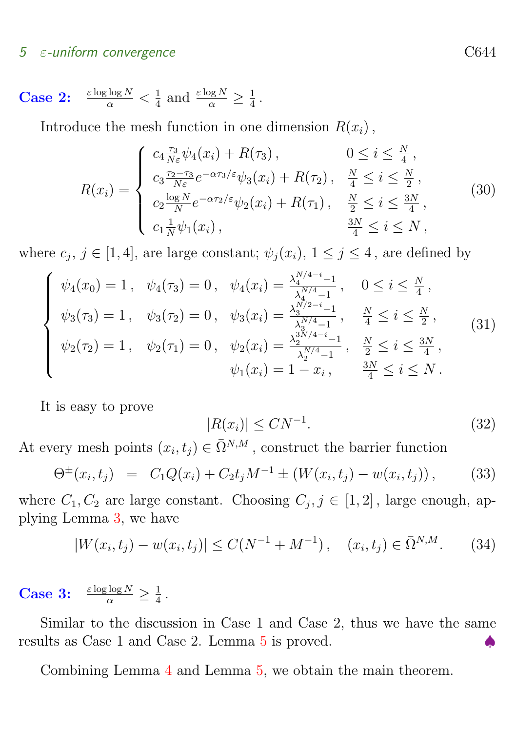**Case 2:** $\frac{\varepsilon \log\log N}{\alpha} < \frac{1}{4}$ and $\frac{\varepsilon \log N}{\alpha} \geq \frac{1}{4}$.

Introduce the mesh function in one dimension $R(x_i)$,

$$R(x_i) = \begin{cases} c_4 \frac{\tau_3}{N\varepsilon} \psi_4(x_i) + R(\tau_3)\,, & 0 \leq i \leq \frac{N}{4}\,, \\ c_3 \frac{\tau_2 - \tau_3}{N\varepsilon} e^{-\alpha\tau_3/\varepsilon} \psi_3(x_i) + R(\tau_2)\,, & \frac{N}{4} \leq i \leq \frac{N}{2}\,, \\ c_2 \frac{\log N}{N} e^{-\alpha\tau_2/\varepsilon} \psi_2(x_i) + R(\tau_1)\,, & \frac{N}{2} \leq i \leq \frac{3N}{4}\,, \\ c_1 \frac{1}{N} \psi_1(x_i)\,, & \frac{3N}{4} \leq i \leq N\,, \end{cases} \tag{30}$$

where $c_j$, $j \in [1,4]$, are large constant; $\psi_j(x_i)$, $1 \leq j \leq 4$, are defined by

$$\begin{cases} \psi_4(x_0) = 1\,, \quad \psi_4(\tau_3) = 0\,, \quad \psi_4(x_i) = \frac{\lambda_4^{N/4-i} - 1}{\lambda_4^{N/4} - 1}\,, & 0 \leq i \leq \frac{N}{4}\,, \\ \psi_3(\tau_3) = 1\,, \quad \psi_3(\tau_2) = 0\,, \quad \psi_3(x_i) = \frac{\lambda_3^{N/2-i} - 1}{\lambda_3^{N/4} - 1}\,, & \frac{N}{4} \leq i \leq \frac{N}{2}\,, \\ \psi_2(\tau_2) = 1\,, \quad \psi_2(\tau_1) = 0\,, \quad \psi_2(x_i) = \frac{\lambda_2^{3N/4-i} - 1}{\lambda_2^{N/4} - 1}\,, & \frac{N}{2} \leq i \leq \frac{3N}{4}\,, \\ \qquad\qquad\qquad\qquad\qquad\quad \psi_1(x_i) = 1 - x_i\,, & \frac{3N}{4} \leq i \leq N\,. \end{cases} \tag{31}$$

It is easy to prove

$$|R(x_i)| \leq CN^{-1}. \tag{32}$$

At every mesh points $(x_i, t_j) \in \bar{\Omega}^{N,M}$, construct the barrier function

$$\Theta^{\pm}(x_i, t_j) \;=\; C_1 Q(x_i) + C_2 t_j M^{-1} \pm (W(x_i, t_j) - w(x_i, t_j))\,, \tag{33}$$

where $C_1, C_2$ are large constant. Choosing $C_j, j \in [1,2]$, large enough, applying Lemma 3, we have

$$|W(x_i, t_j) - w(x_i, t_j)| \leq C(N^{-1} + M^{-1})\,, \quad (x_i, t_j) \in \bar{\Omega}^{N,M}. \tag{34}$$

**Case 3:** $\frac{\varepsilon \log\log N}{\alpha} \geq \frac{1}{4}$.

Similar to the discussion in Case 1 and Case 2, thus we have the same results as Case 1 and Case 2. Lemma 5 is proved. ♠

Combining Lemma 4 and Lemma 5, we obtain the main theorem.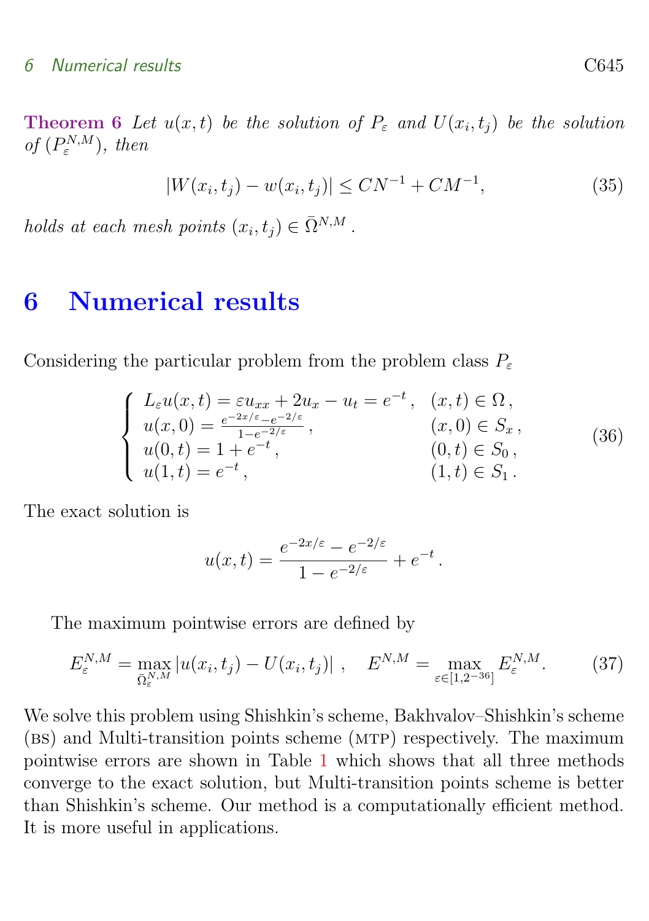**Theorem 6** *Let $u(x,t)$ be the solution of $P_\varepsilon$ and $U(x_i,t_j)$ be the solution of $(P_\varepsilon^{N,M})$, then*

$$|W(x_i,t_j) - w(x_i,t_j)| \le CN^{-1} + CM^{-1}, \tag{35}$$

*holds at each mesh points $(x_i,t_j) \in \bar{\Omega}^{N,M}$.*

# 6 Numerical results

Considering the particular problem from the problem class $P_\varepsilon$

$$\begin{cases} L_\varepsilon u(x,t) = \varepsilon u_{xx} + 2u_x - u_t = e^{-t}, & (x,t) \in \Omega, \\ u(x,0) = \frac{e^{-2x/\varepsilon} - e^{-2/\varepsilon}}{1 - e^{-2/\varepsilon}}, & (x,0) \in S_x, \\ u(0,t) = 1 + e^{-t}, & (0,t) \in S_0, \\ u(1,t) = e^{-t}, & (1,t) \in S_1. \end{cases} \tag{36}$$

The exact solution is

$$u(x,t) = \frac{e^{-2x/\varepsilon} - e^{-2/\varepsilon}}{1 - e^{-2/\varepsilon}} + e^{-t}.$$

The maximum pointwise errors are defined by

$$E_\varepsilon^{N,M} = \max_{\bar{\Omega}_\varepsilon^{N,M}} |u(x_i,t_j) - U(x_i,t_j)|, \quad E^{N,M} = \max_{\varepsilon \in [1,2^{-36}]} E_\varepsilon^{N,M}. \tag{37}$$

We solve this problem using Shishkin's scheme, Bakhvalov–Shishkin's scheme (BS) and Multi-transition points scheme (MTP) respectively. The maximum pointwise errors are shown in Table 1 which shows that all three methods converge to the exact solution, but Multi-transition points scheme is better than Shishkin's scheme. Our method is a computationally efficient method. It is more useful in applications.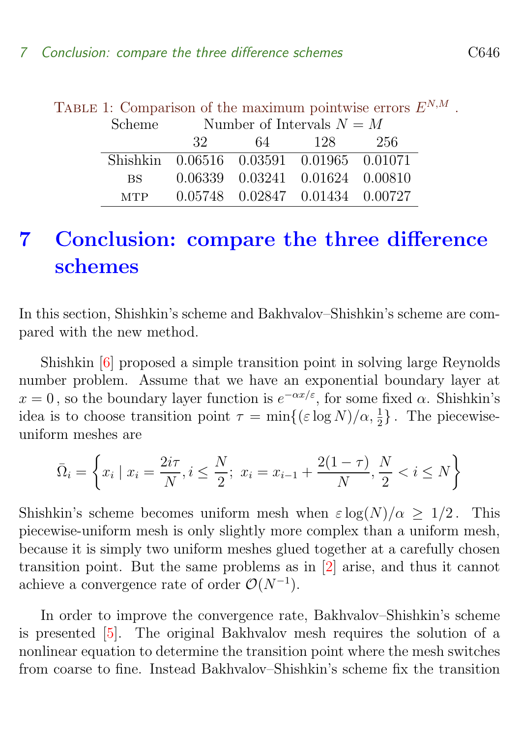Table 1: Comparison of the maximum pointwise errors $E^{N,M}$ .

| Scheme | Number of Intervals $N = M$ | | | |
|---|---|---|---|---|
| | 32 | 64 | 128 | 256 |
| Shishkin | 0.06516 | 0.03591 | 0.01965 | 0.01071 |
| BS | 0.06339 | 0.03241 | 0.01624 | 0.00810 |
| MTP | 0.05748 | 0.02847 | 0.01434 | 0.00727 |

# 7 Conclusion: compare the three difference schemes

In this section, Shishkin's scheme and Bakhvalov–Shishkin's scheme are compared with the new method.

Shishkin [6] proposed a simple transition point in solving large Reynolds number problem. Assume that we have an exponential boundary layer at $x = 0$, so the boundary layer function is $e^{-\alpha x/\varepsilon}$, for some fixed $\alpha$. Shishkin's idea is to choose transition point $\tau = \min\{(\varepsilon \log N)/\alpha, \frac{1}{2}\}$. The piecewise-uniform meshes are

$$\bar{\Omega}_i = \left\{ x_i \mid x_i = \frac{2i\tau}{N}, i \leq \frac{N}{2};\ x_i = x_{i-1} + \frac{2(1-\tau)}{N}, \frac{N}{2} < i \leq N \right\}$$

Shishkin's scheme becomes uniform mesh when $\varepsilon \log(N)/\alpha \geq 1/2$. This piecewise-uniform mesh is only slightly more complex than a uniform mesh, because it is simply two uniform meshes glued together at a carefully chosen transition point. But the same problems as in [2] arise, and thus it cannot achieve a convergence rate of order $\mathcal{O}(N^{-1})$.

In order to improve the convergence rate, Bakhvalov–Shishkin's scheme is presented [5]. The original Bakhvalov mesh requires the solution of a nonlinear equation to determine the transition point where the mesh switches from coarse to fine. Instead Bakhvalov–Shishkin's scheme fix the transition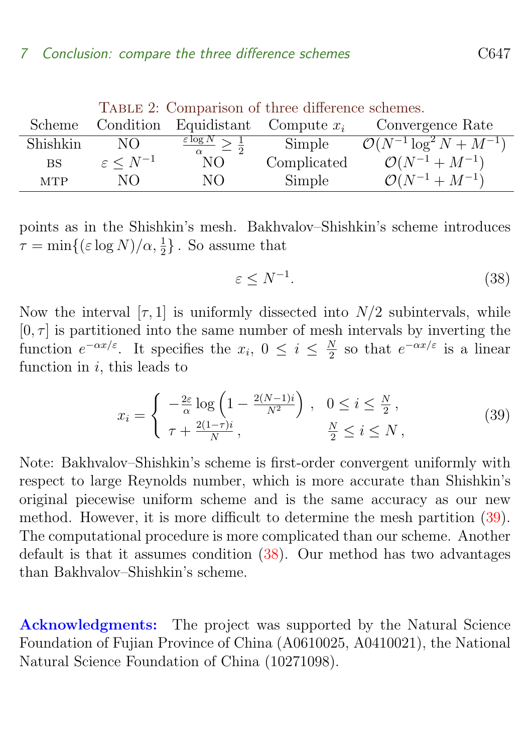Table 2: Comparison of three difference schemes.

| Scheme | Condition | Equidistant | Compute $x_i$ | Convergence Rate |
|---|---|---|---|---|
| Shishkin | NO | $\frac{\varepsilon \log N}{\alpha} \geq \frac{1}{2}$ | Simple | $\mathcal{O}(N^{-1}\log^2 N + M^{-1})$ |
| BS | $\varepsilon \leq N^{-1}$ | NO | Complicated | $\mathcal{O}(N^{-1} + M^{-1})$ |
| MTP | NO | NO | Simple | $\mathcal{O}(N^{-1} + M^{-1})$ |

points as in the Shishkin's mesh. Bakhvalov–Shishkin's scheme introduces $\tau = \min\{(\varepsilon \log N)/\alpha, \frac{1}{2}\}$. So assume that

$$\varepsilon \leq N^{-1}. \tag{38}$$

Now the interval $[\tau, 1]$ is uniformly dissected into $N/2$ subintervals, while $[0, \tau]$ is partitioned into the same number of mesh intervals by inverting the function $e^{-\alpha x/\varepsilon}$. It specifies the $x_i$, $0 \leq i \leq \frac{N}{2}$ so that $e^{-\alpha x/\varepsilon}$ is a linear function in $i$, this leads to

$$x_i = \begin{cases} -\frac{2\varepsilon}{\alpha} \log\left(1 - \frac{2(N-1)i}{N^2}\right), & 0 \leq i \leq \frac{N}{2}, \\ \tau + \frac{2(1-\tau)i}{N}, & \frac{N}{2} \leq i \leq N, \end{cases} \tag{39}$$

Note: Bakhvalov–Shishkin's scheme is first-order convergent uniformly with respect to large Reynolds number, which is more accurate than Shishkin's original piecewise uniform scheme and is the same accuracy as our new method. However, it is more difficult to determine the mesh partition (39). The computational procedure is more complicated than our scheme. Another default is that it assumes condition (38). Our method has two advantages than Bakhvalov–Shishkin's scheme.

**Acknowledgments:** The project was supported by the Natural Science Foundation of Fujian Province of China (A0610025, A0410021), the National Natural Science Foundation of China (10271098).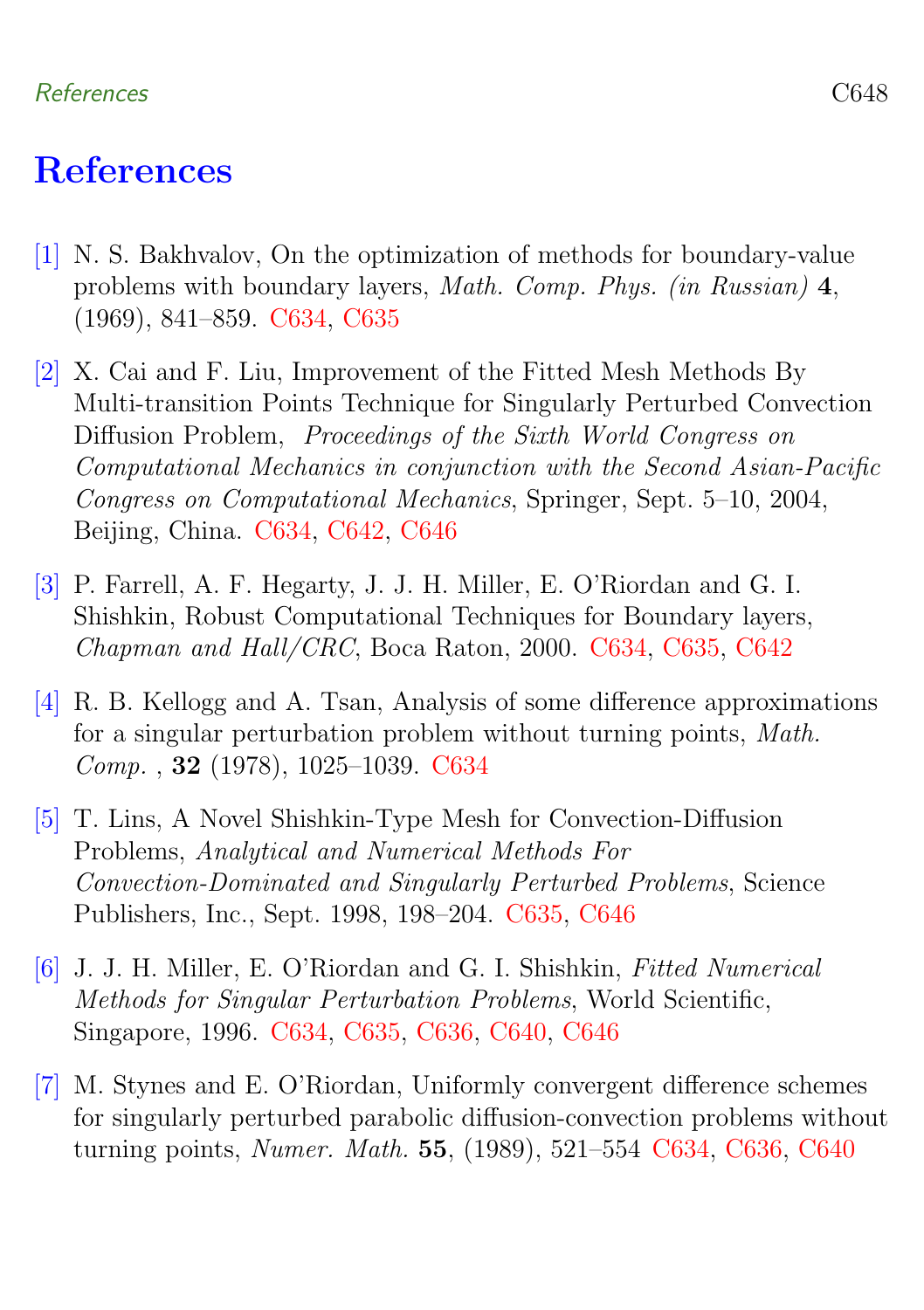# References

[1] N. S. Bakhvalov, On the optimization of methods for boundary-value problems with boundary layers, *Math. Comp. Phys. (in Russian)* **4**, (1969), 841–859. C634, C635

[2] X. Cai and F. Liu, Improvement of the Fitted Mesh Methods By Multi-transition Points Technique for Singularly Perturbed Convection Diffusion Problem, *Proceedings of the Sixth World Congress on Computational Mechanics in conjunction with the Second Asian-Pacific Congress on Computational Mechanics*, Springer, Sept. 5–10, 2004, Beijing, China. C634, C642, C646

[3] P. Farrell, A. F. Hegarty, J. J. H. Miller, E. O'Riordan and G. I. Shishkin, Robust Computational Techniques for Boundary layers, *Chapman and Hall/CRC*, Boca Raton, 2000. C634, C635, C642

[4] R. B. Kellogg and A. Tsan, Analysis of some difference approximations for a singular perturbation problem without turning points, *Math. Comp.* , **32** (1978), 1025–1039. C634

[5] T. Lins, A Novel Shishkin-Type Mesh for Convection-Diffusion Problems, *Analytical and Numerical Methods For Convection-Dominated and Singularly Perturbed Problems*, Science Publishers, Inc., Sept. 1998, 198–204. C635, C646

[6] J. J. H. Miller, E. O'Riordan and G. I. Shishkin, *Fitted Numerical Methods for Singular Perturbation Problems*, World Scientific, Singapore, 1996. C634, C635, C636, C640, C646

[7] M. Stynes and E. O'Riordan, Uniformly convergent difference schemes for singularly perturbed parabolic diffusion-convection problems without turning points, *Numer. Math.* **55**, (1989), 521–554 C634, C636, C640